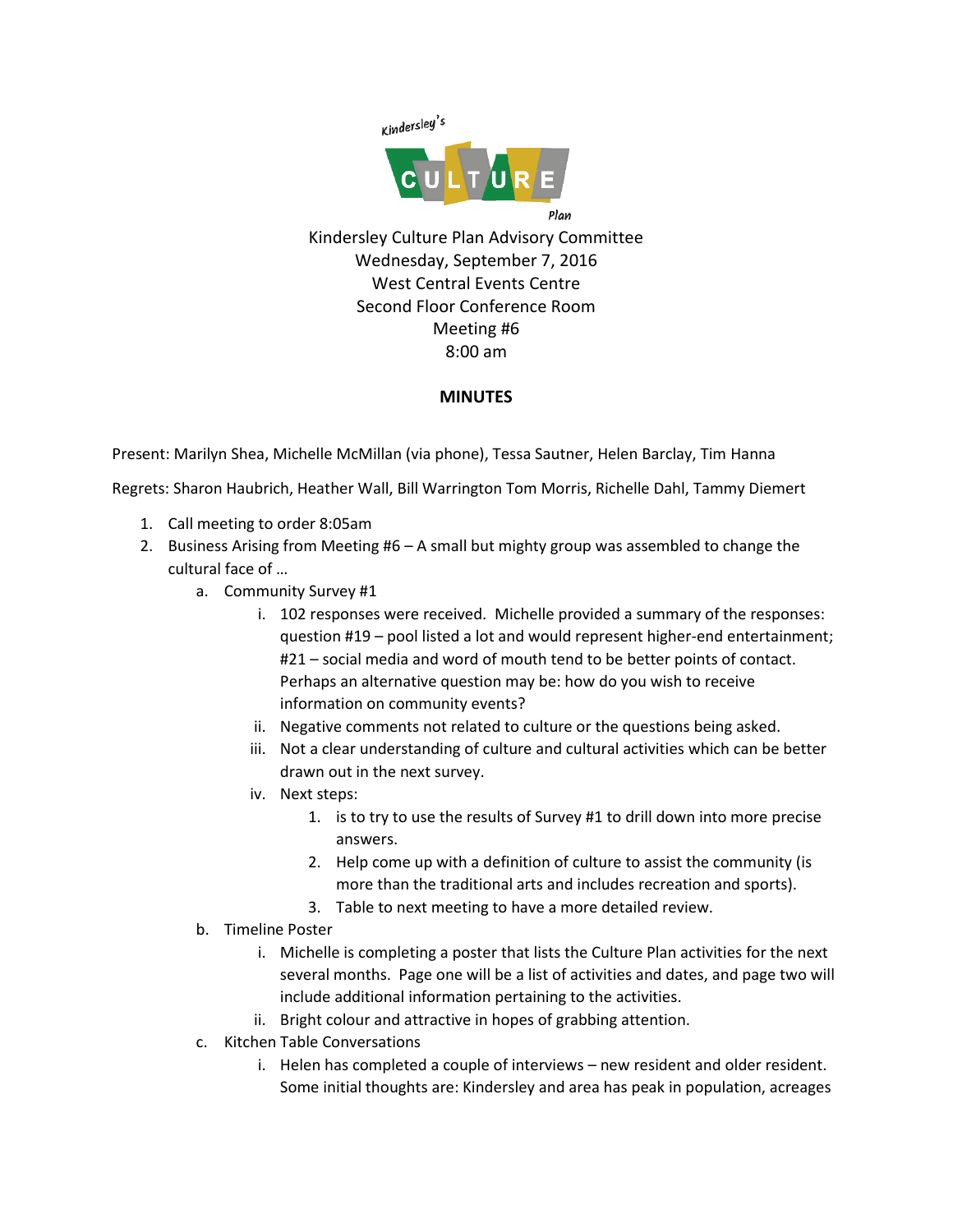Kindersley Culture Plan Advisory Committee
Wednesday, September 7, 2016
West Central Events Centre
Second Floor Conference Room
Meeting #6
8:00 am

**MINUTES**

Present: Marilyn Shea, Michelle McMillan (via phone), Tessa Sautner, Helen Barclay, Tim Hanna

Regrets: Sharon Haubrich, Heather Wall, Bill Warrington Tom Morris, Richelle Dahl, Tammy Diemert

1. Call meeting to order 8:05am
2. Business Arising from Meeting #6 – A small but mighty group was assembled to change the cultural face of …
   a. Community Survey #1
      i. 102 responses were received. Michelle provided a summary of the responses: question #19 – pool listed a lot and would represent higher-end entertainment; #21 – social media and word of mouth tend to be better points of contact. Perhaps an alternative question may be: how do you wish to receive information on community events?
      ii. Negative comments not related to culture or the questions being asked.
      iii. Not a clear understanding of culture and cultural activities which can be better drawn out in the next survey.
      iv. Next steps:
         1. is to try to use the results of Survey #1 to drill down into more precise answers.
         2. Help come up with a definition of culture to assist the community (is more than the traditional arts and includes recreation and sports).
         3. Table to next meeting to have a more detailed review.
   b. Timeline Poster
      i. Michelle is completing a poster that lists the Culture Plan activities for the next several months. Page one will be a list of activities and dates, and page two will include additional information pertaining to the activities.
      ii. Bright colour and attractive in hopes of grabbing attention.
   c. Kitchen Table Conversations
      i. Helen has completed a couple of interviews – new resident and older resident. Some initial thoughts are: Kindersley and area has peak in population, acreages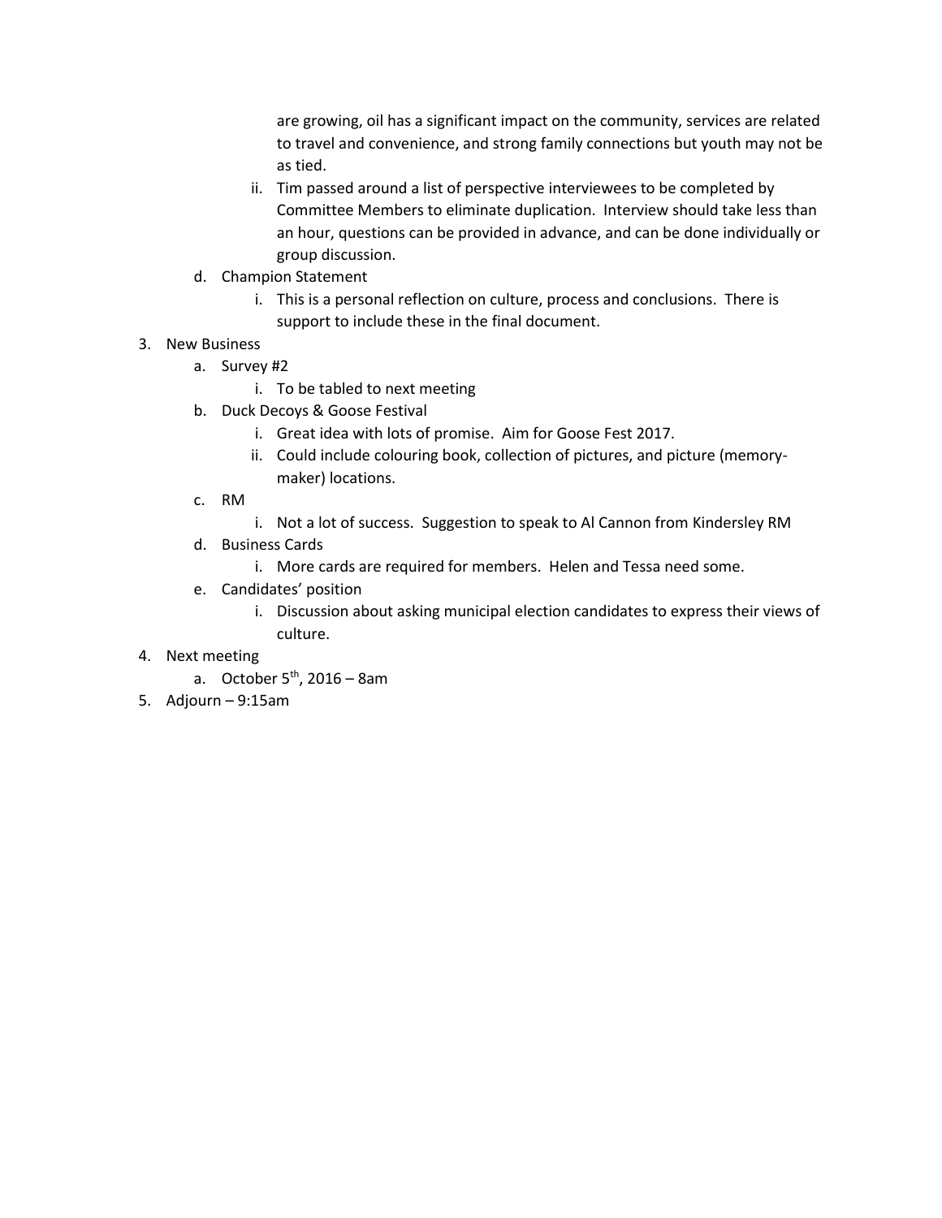are growing, oil has a significant impact on the community, services are related to travel and convenience, and strong family connections but youth may not be as tied.

    ii. Tim passed around a list of perspective interviewees to be completed by Committee Members to eliminate duplication. Interview should take less than an hour, questions can be provided in advance, and can be done individually or group discussion.

  d. Champion Statement

    i. This is a personal reflection on culture, process and conclusions. There is support to include these in the final document.

3. New Business
   a. Survey #2
      i. To be tabled to next meeting
   b. Duck Decoys & Goose Festival
      i. Great idea with lots of promise. Aim for Goose Fest 2017.
      ii. Could include colouring book, collection of pictures, and picture (memory-maker) locations.
   c. RM
      i. Not a lot of success. Suggestion to speak to Al Cannon from Kindersley RM
   d. Business Cards
      i. More cards are required for members. Helen and Tessa need some.
   e. Candidates' position
      i. Discussion about asking municipal election candidates to express their views of culture.
4. Next meeting
   a. October 5th, 2016 – 8am
5. Adjourn – 9:15am